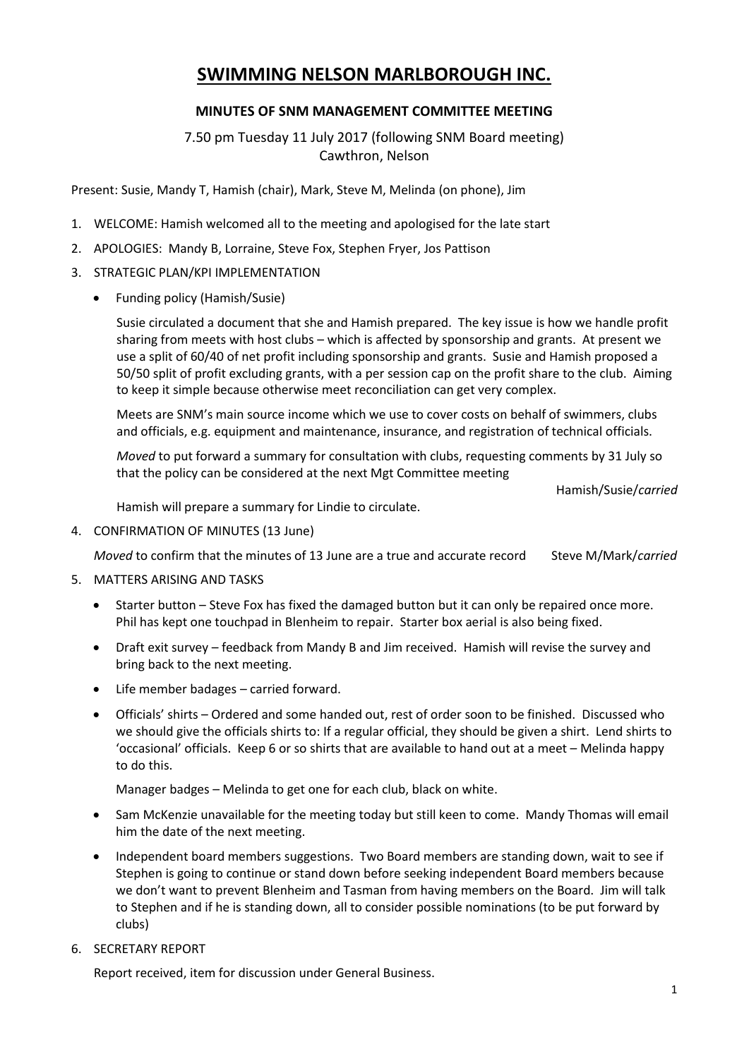# SWIMMING NELSON MARLBOROUGH INC.

## MINUTES OF SNM MANAGEMENT COMMITTEE MEETING

7.50 pm Tuesday 11 July 2017 (following SNM Board meeting)
Cawthron, Nelson

Present: Susie, Mandy T, Hamish (chair), Mark, Steve M, Melinda (on phone), Jim

1. WELCOME: Hamish welcomed all to the meeting and apologised for the late start
2. APOLOGIES: Mandy B, Lorraine, Steve Fox, Stephen Fryer, Jos Pattison
3. STRATEGIC PLAN/KPI IMPLEMENTATION
   - Funding policy (Hamish/Susie)

     Susie circulated a document that she and Hamish prepared. The key issue is how we handle profit sharing from meets with host clubs – which is affected by sponsorship and grants. At present we use a split of 60/40 of net profit including sponsorship and grants. Susie and Hamish proposed a 50/50 split of profit excluding grants, with a per session cap on the profit share to the club. Aiming to keep it simple because otherwise meet reconciliation can get very complex.

     Meets are SNM's main source income which we use to cover costs on behalf of swimmers, clubs and officials, e.g. equipment and maintenance, insurance, and registration of technical officials.

     *Moved* to put forward a summary for consultation with clubs, requesting comments by 31 July so that the policy can be considered at the next Mgt Committee meeting

     Hamish/Susie/*carried*

     Hamish will prepare a summary for Lindie to circulate.
4. CONFIRMATION OF MINUTES (13 June)

   *Moved* to confirm that the minutes of 13 June are a true and accurate record Steve M/Mark/*carried*
5. MATTERS ARISING AND TASKS
   - Starter button – Steve Fox has fixed the damaged button but it can only be repaired once more. Phil has kept one touchpad in Blenheim to repair. Starter box aerial is also being fixed.
   - Draft exit survey – feedback from Mandy B and Jim received. Hamish will revise the survey and bring back to the next meeting.
   - Life member badges – carried forward.
   - Officials' shirts – Ordered and some handed out, rest of order soon to be finished. Discussed who we should give the officials shirts to: If a regular official, they should be given a shirt. Lend shirts to 'occasional' officials. Keep 6 or so shirts that are available to hand out at a meet – Melinda happy to do this.

     Manager badges – Melinda to get one for each club, black on white.
   - Sam McKenzie unavailable for the meeting today but still keen to come. Mandy Thomas will email him the date of the next meeting.
   - Independent board members suggestions. Two Board members are standing down, wait to see if Stephen is going to continue or stand down before seeking independent Board members because we don't want to prevent Blenheim and Tasman from having members on the Board. Jim will talk to Stephen and if he is standing down, all to consider possible nominations (to be put forward by clubs)
6. SECRETARY REPORT

   Report received, item for discussion under General Business.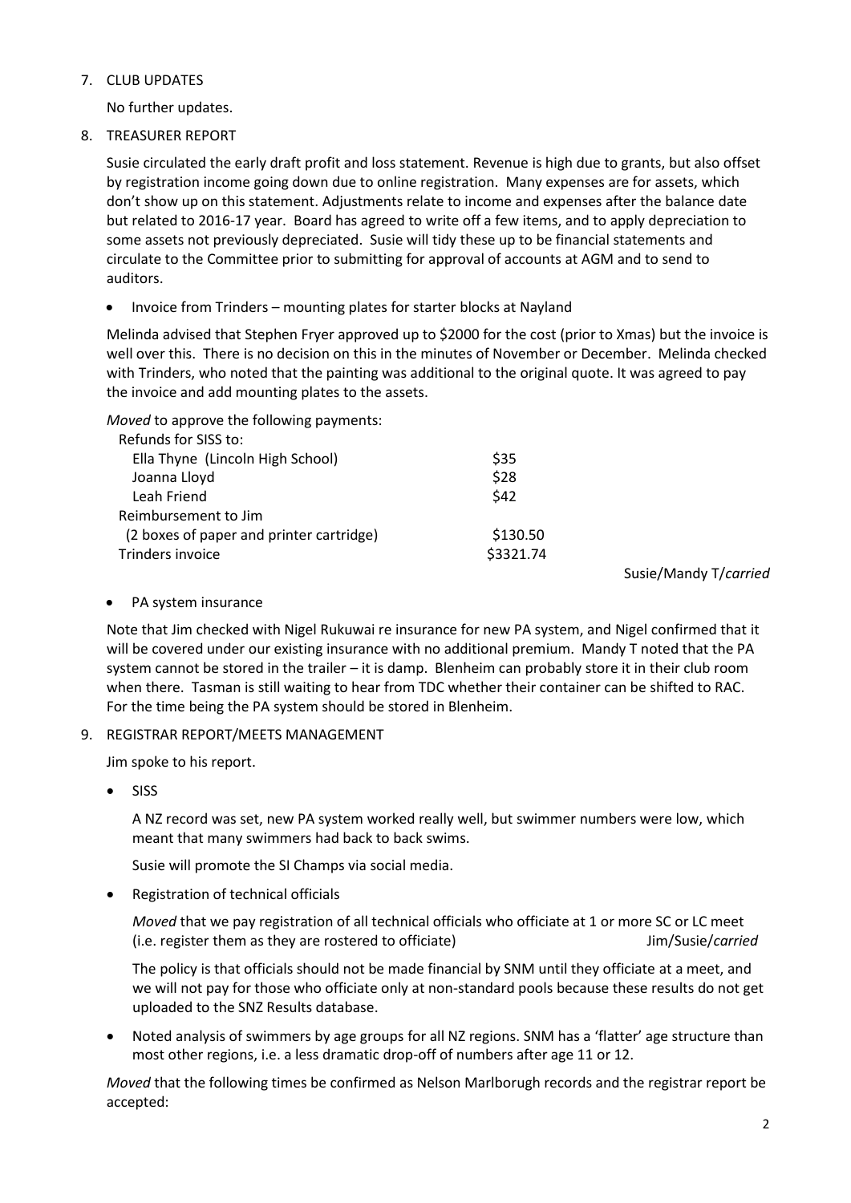7. CLUB UPDATES

   No further updates.

8. TREASURER REPORT

   Susie circulated the early draft profit and loss statement. Revenue is high due to grants, but also offset by registration income going down due to online registration. Many expenses are for assets, which don't show up on this statement. Adjustments relate to income and expenses after the balance date but related to 2016-17 year. Board has agreed to write off a few items, and to apply depreciation to some assets not previously depreciated. Susie will tidy these up to be financial statements and circulate to the Committee prior to submitting for approval of accounts at AGM and to send to auditors.

   - Invoice from Trinders – mounting plates for starter blocks at Nayland

   Melinda advised that Stephen Fryer approved up to $2000 for the cost (prior to Xmas) but the invoice is well over this. There is no decision on this in the minutes of November or December. Melinda checked with Trinders, who noted that the painting was additional to the original quote. It was agreed to pay the invoice and add mounting plates to the assets.

   *Moved* to approve the following payments:

   | | |
   |---|---|
   | Refunds for SISS to: | |
   | Ella Thyne (Lincoln High School) | $35 |
   | Joanna Lloyd | $28 |
   | Leah Friend | $42 |
   | Reimbursement to Jim | |
   | (2 boxes of paper and printer cartridge) | $130.50 |
   | Trinders invoice | $3321.74 |

   Susie/Mandy T/*carried*

   - PA system insurance

   Note that Jim checked with Nigel Rukuwai re insurance for new PA system, and Nigel confirmed that it will be covered under our existing insurance with no additional premium. Mandy T noted that the PA system cannot be stored in the trailer – it is damp. Blenheim can probably store it in their club room when there. Tasman is still waiting to hear from TDC whether their container can be shifted to RAC. For the time being the PA system should be stored in Blenheim.

9. REGISTRAR REPORT/MEETS MANAGEMENT

   Jim spoke to his report.

   - SISS

     A NZ record was set, new PA system worked really well, but swimmer numbers were low, which meant that many swimmers had back to back swims.

     Susie will promote the SI Champs via social media.

   - Registration of technical officials

     *Moved* that we pay registration of all technical officials who officiate at 1 or more SC or LC meet (i.e. register them as they are rostered to officiate) Jim/Susie/*carried*

     The policy is that officials should not be made financial by SNM until they officiate at a meet, and we will not pay for those who officiate only at non-standard pools because these results do not get uploaded to the SNZ Results database.

   - Noted analysis of swimmers by age groups for all NZ regions. SNM has a 'flatter' age structure than most other regions, i.e. a less dramatic drop-off of numbers after age 11 or 12.

   *Moved* that the following times be confirmed as Nelson Marlborugh records and the registrar report be accepted: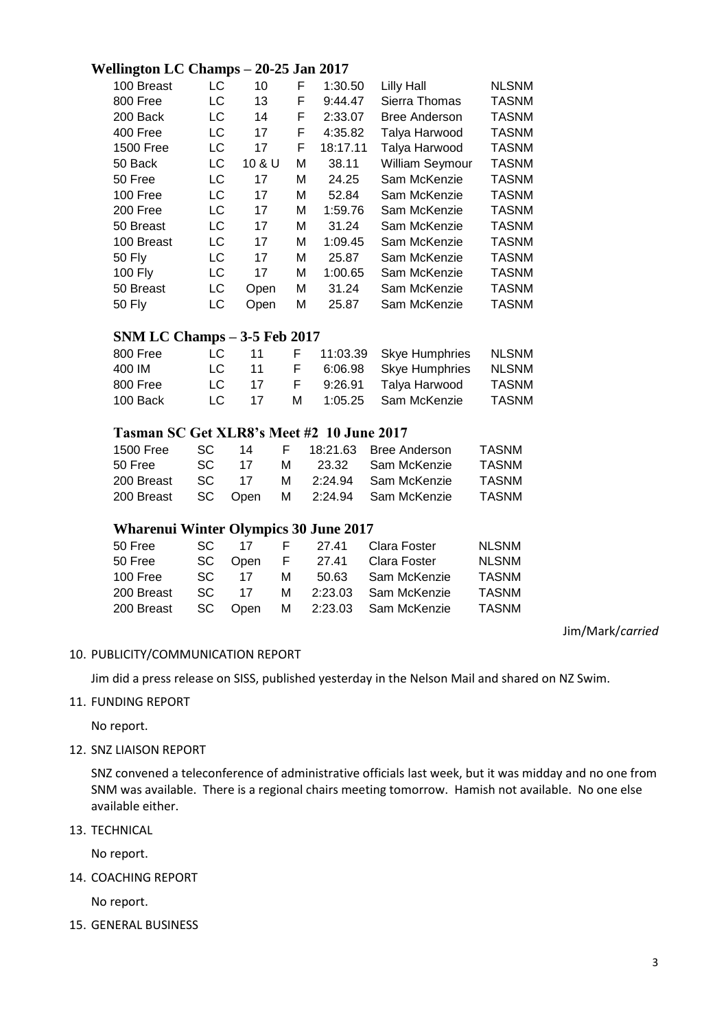### Wellington LC Champs – 20-25 Jan 2017

| | | | | | | |
|---|---|---|---|---|---|---|
| 100 Breast | LC | 10 | F | 1:30.50 | Lilly Hall | NLSNM |
| 800 Free | LC | 13 | F | 9:44.47 | Sierra Thomas | TASNM |
| 200 Back | LC | 14 | F | 2:33.07 | Bree Anderson | TASNM |
| 400 Free | LC | 17 | F | 4:35.82 | Talya Harwood | TASNM |
| 1500 Free | LC | 17 | F | 18:17.11 | Talya Harwood | TASNM |
| 50 Back | LC | 10 & U | M | 38.11 | William Seymour | TASNM |
| 50 Free | LC | 17 | M | 24.25 | Sam McKenzie | TASNM |
| 100 Free | LC | 17 | M | 52.84 | Sam McKenzie | TASNM |
| 200 Free | LC | 17 | M | 1:59.76 | Sam McKenzie | TASNM |
| 50 Breast | LC | 17 | M | 31.24 | Sam McKenzie | TASNM |
| 100 Breast | LC | 17 | M | 1:09.45 | Sam McKenzie | TASNM |
| 50 Fly | LC | 17 | M | 25.87 | Sam McKenzie | TASNM |
| 100 Fly | LC | 17 | M | 1:00.65 | Sam McKenzie | TASNM |
| 50 Breast | LC | Open | M | 31.24 | Sam McKenzie | TASNM |
| 50 Fly | LC | Open | M | 25.87 | Sam McKenzie | TASNM |

### SNM LC Champs – 3-5 Feb 2017

| | | | | | | |
|---|---|---|---|---|---|---|
| 800 Free | LC | 11 | F | 11:03.39 | Skye Humphries | NLSNM |
| 400 IM | LC | 11 | F | 6:06.98 | Skye Humphries | NLSNM |
| 800 Free | LC | 17 | F | 9:26.91 | Talya Harwood | TASNM |
| 100 Back | LC | 17 | M | 1:05.25 | Sam McKenzie | TASNM |

### Tasman SC Get XLR8's Meet #2 10 June 2017

| | | | | | | |
|---|---|---|---|---|---|---|
| 1500 Free | SC | 14 | F | 18:21.63 | Bree Anderson | TASNM |
| 50 Free | SC | 17 | M | 23.32 | Sam McKenzie | TASNM |
| 200 Breast | SC | 17 | M | 2:24.94 | Sam McKenzie | TASNM |
| 200 Breast | SC | Open | M | 2:24.94 | Sam McKenzie | TASNM |

### Wharenui Winter Olympics 30 June 2017

| | | | | | | |
|---|---|---|---|---|---|---|
| 50 Free | SC | 17 | F | 27.41 | Clara Foster | NLSNM |
| 50 Free | SC | Open | F | 27.41 | Clara Foster | NLSNM |
| 100 Free | SC | 17 | M | 50.63 | Sam McKenzie | TASNM |
| 200 Breast | SC | 17 | M | 2:23.03 | Sam McKenzie | TASNM |
| 200 Breast | SC | Open | M | 2:23.03 | Sam McKenzie | TASNM |

Jim/Mark/*carried*

10. PUBLICITY/COMMUNICATION REPORT

    Jim did a press release on SISS, published yesterday in the Nelson Mail and shared on NZ Swim.

11. FUNDING REPORT

    No report.

12. SNZ LIAISON REPORT

    SNZ convened a teleconference of administrative officials last week, but it was midday and no one from SNM was available. There is a regional chairs meeting tomorrow. Hamish not available. No one else available either.

13. TECHNICAL

    No report.

14. COACHING REPORT

    No report.

15. GENERAL BUSINESS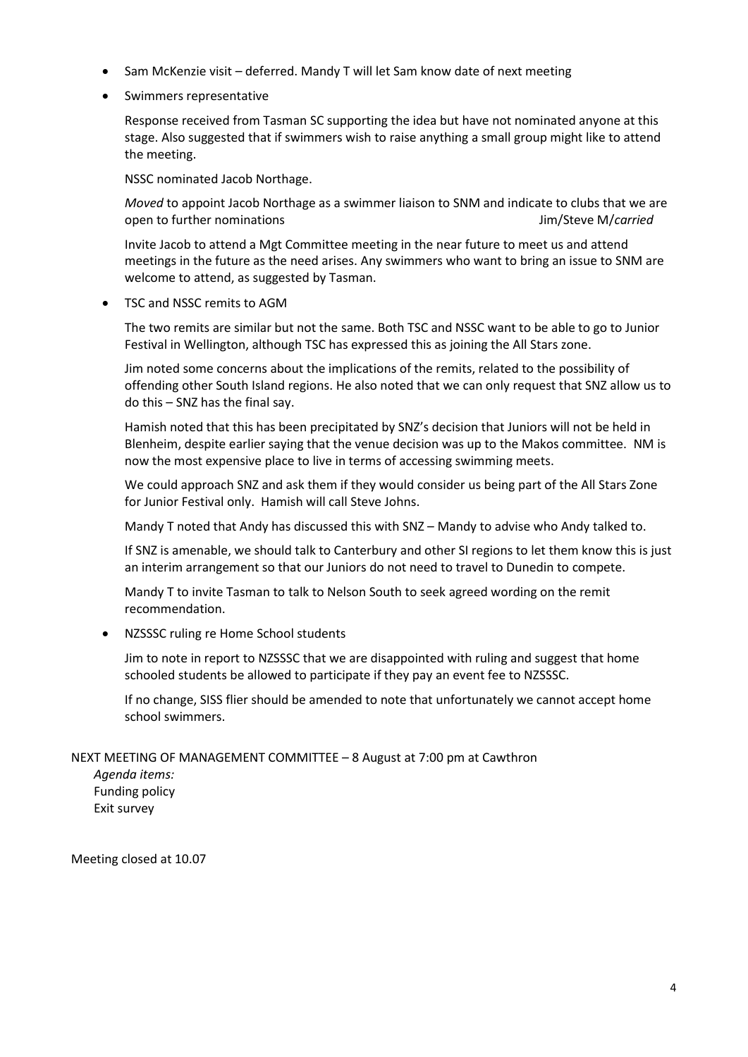- Sam McKenzie visit – deferred. Mandy T will let Sam know date of next meeting
- Swimmers representative

  Response received from Tasman SC supporting the idea but have not nominated anyone at this stage. Also suggested that if swimmers wish to raise anything a small group might like to attend the meeting.

  NSSC nominated Jacob Northage.

  *Moved* to appoint Jacob Northage as a swimmer liaison to SNM and indicate to clubs that we are open to further nominations Jim/Steve M/*carried*

  Invite Jacob to attend a Mgt Committee meeting in the near future to meet us and attend meetings in the future as the need arises. Any swimmers who want to bring an issue to SNM are welcome to attend, as suggested by Tasman.

- TSC and NSSC remits to AGM

  The two remits are similar but not the same. Both TSC and NSSC want to be able to go to Junior Festival in Wellington, although TSC has expressed this as joining the All Stars zone.

  Jim noted some concerns about the implications of the remits, related to the possibility of offending other South Island regions. He also noted that we can only request that SNZ allow us to do this – SNZ has the final say.

  Hamish noted that this has been precipitated by SNZ's decision that Juniors will not be held in Blenheim, despite earlier saying that the venue decision was up to the Makos committee. NM is now the most expensive place to live in terms of accessing swimming meets.

  We could approach SNZ and ask them if they would consider us being part of the All Stars Zone for Junior Festival only. Hamish will call Steve Johns.

  Mandy T noted that Andy has discussed this with SNZ – Mandy to advise who Andy talked to.

  If SNZ is amenable, we should talk to Canterbury and other SI regions to let them know this is just an interim arrangement so that our Juniors do not need to travel to Dunedin to compete.

  Mandy T to invite Tasman to talk to Nelson South to seek agreed wording on the remit recommendation.

- NZSSSC ruling re Home School students

  Jim to note in report to NZSSSC that we are disappointed with ruling and suggest that home schooled students be allowed to participate if they pay an event fee to NZSSSC.

  If no change, SISS flier should be amended to note that unfortunately we cannot accept home school swimmers.

NEXT MEETING OF MANAGEMENT COMMITTEE – 8 August at 7:00 pm at Cawthron

*Agenda items:*
Funding policy
Exit survey

Meeting closed at 10.07